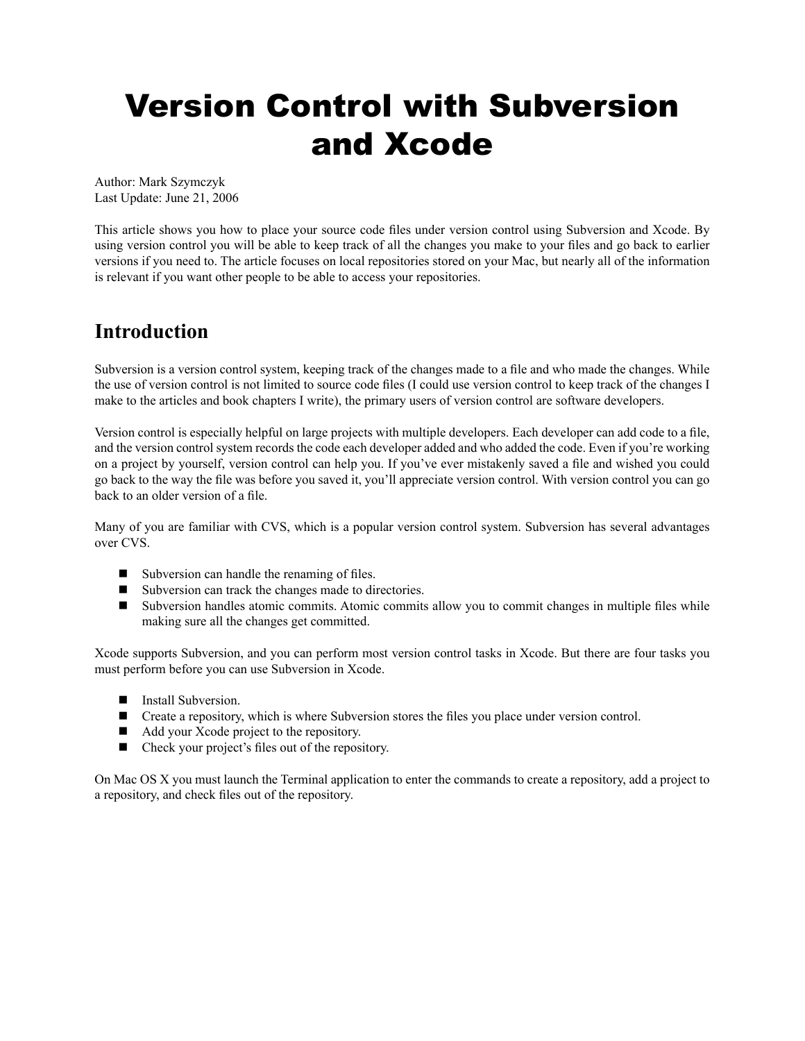# Version Control with Subversion and Xcode

Author: Mark Szymczyk
Last Update: June 21, 2006

This article shows you how to place your source code files under version control using Subversion and Xcode. By using version control you will be able to keep track of all the changes you make to your files and go back to earlier versions if you need to. The article focuses on local repositories stored on your Mac, but nearly all of the information is relevant if you want other people to be able to access your repositories.

## Introduction

Subversion is a version control system, keeping track of the changes made to a file and who made the changes. While the use of version control is not limited to source code files (I could use version control to keep track of the changes I make to the articles and book chapters I write), the primary users of version control are software developers.

Version control is especially helpful on large projects with multiple developers. Each developer can add code to a file, and the version control system records the code each developer added and who added the code. Even if you're working on a project by yourself, version control can help you. If you've ever mistakenly saved a file and wished you could go back to the way the file was before you saved it, you'll appreciate version control. With version control you can go back to an older version of a file.

Many of you are familiar with CVS, which is a popular version control system. Subversion has several advantages over CVS.

- Subversion can handle the renaming of files.
- Subversion can track the changes made to directories.
- Subversion handles atomic commits. Atomic commits allow you to commit changes in multiple files while making sure all the changes get committed.

Xcode supports Subversion, and you can perform most version control tasks in Xcode. But there are four tasks you must perform before you can use Subversion in Xcode.

- Install Subversion.
- Create a repository, which is where Subversion stores the files you place under version control.
- Add your Xcode project to the repository.
- Check your project's files out of the repository.

On Mac OS X you must launch the Terminal application to enter the commands to create a repository, add a project to a repository, and check files out of the repository.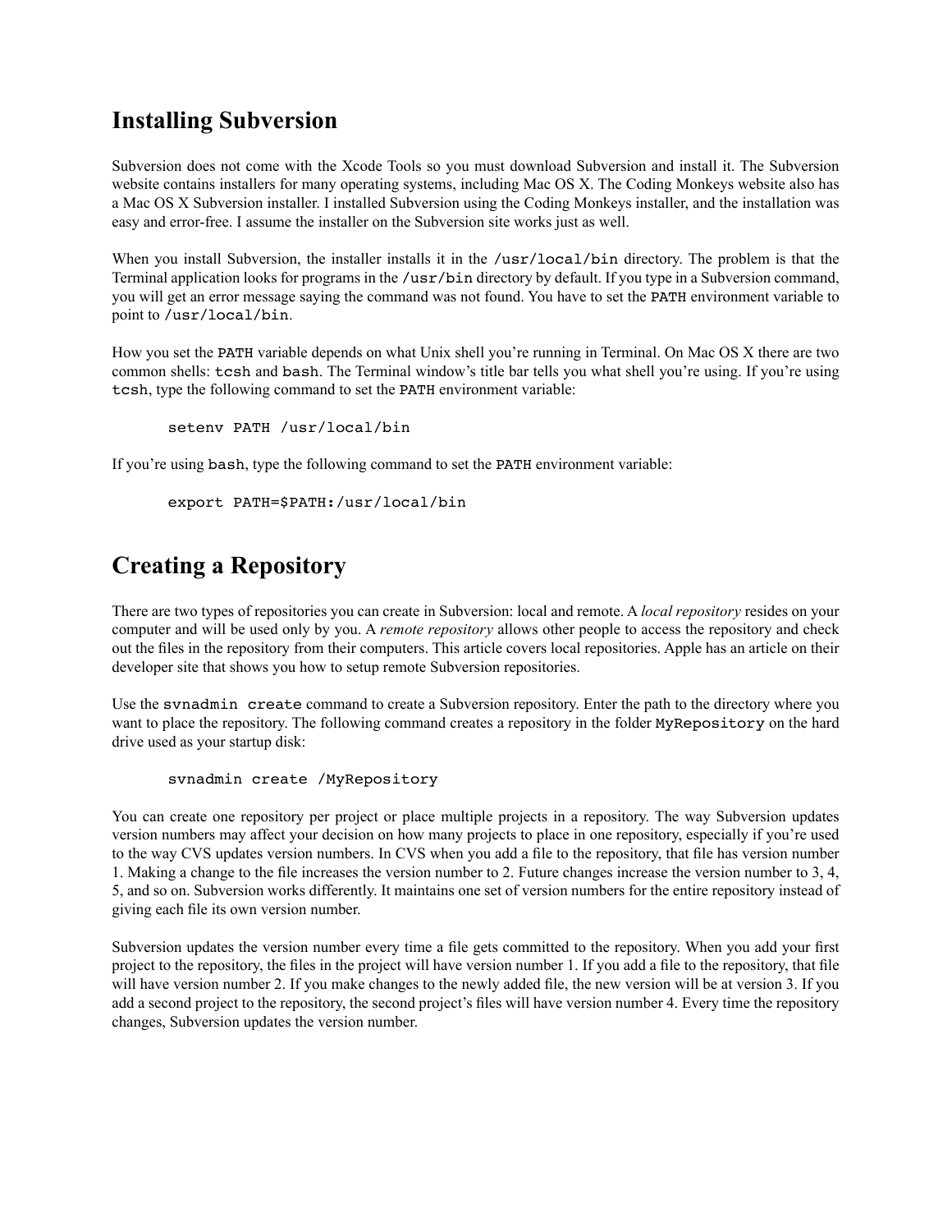## Installing Subversion

Subversion does not come with the Xcode Tools so you must download Subversion and install it. The Subversion website contains installers for many operating systems, including Mac OS X. The Coding Monkeys website also has a Mac OS X Subversion installer. I installed Subversion using the Coding Monkeys installer, and the installation was easy and error-free. I assume the installer on the Subversion site works just as well.

When you install Subversion, the installer installs it in the `/usr/local/bin` directory. The problem is that the Terminal application looks for programs in the `/usr/bin` directory by default. If you type in a Subversion command, you will get an error message saying the command was not found. You have to set the `PATH` environment variable to point to `/usr/local/bin`.

How you set the `PATH` variable depends on what Unix shell you're running in Terminal. On Mac OS X there are two common shells: `tcsh` and `bash`. The Terminal window's title bar tells you what shell you're using. If you're using `tcsh`, type the following command to set the `PATH` environment variable:

```
setenv PATH /usr/local/bin
```

If you're using `bash`, type the following command to set the `PATH` environment variable:

```
export PATH=$PATH:/usr/local/bin
```

## Creating a Repository

There are two types of repositories you can create in Subversion: local and remote. A *local repository* resides on your computer and will be used only by you. A *remote repository* allows other people to access the repository and check out the files in the repository from their computers. This article covers local repositories. Apple has an article on their developer site that shows you how to setup remote Subversion repositories.

Use the `svnadmin create` command to create a Subversion repository. Enter the path to the directory where you want to place the repository. The following command creates a repository in the folder `MyRepository` on the hard drive used as your startup disk:

```
svnadmin create /MyRepository
```

You can create one repository per project or place multiple projects in a repository. The way Subversion updates version numbers may affect your decision on how many projects to place in one repository, especially if you're used to the way CVS updates version numbers. In CVS when you add a file to the repository, that file has version number 1. Making a change to the file increases the version number to 2. Future changes increase the version number to 3, 4, 5, and so on. Subversion works differently. It maintains one set of version numbers for the entire repository instead of giving each file its own version number.

Subversion updates the version number every time a file gets committed to the repository. When you add your first project to the repository, the files in the project will have version number 1. If you add a file to the repository, that file will have version number 2. If you make changes to the newly added file, the new version will be at version 3. If you add a second project to the repository, the second project's files will have version number 4. Every time the repository changes, Subversion updates the version number.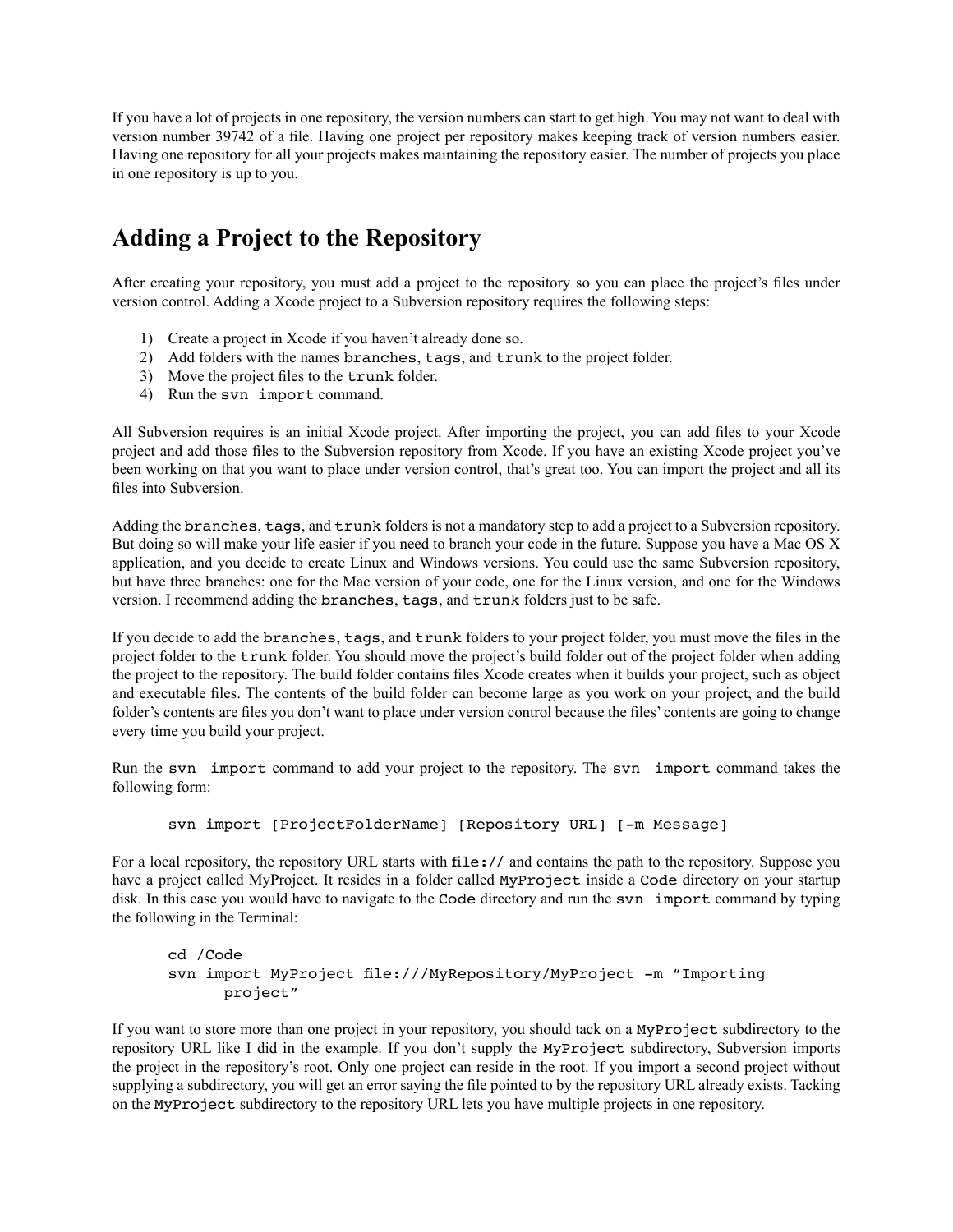If you have a lot of projects in one repository, the version numbers can start to get high. You may not want to deal with version number 39742 of a file. Having one project per repository makes keeping track of version numbers easier. Having one repository for all your projects makes maintaining the repository easier. The number of projects you place in one repository is up to you.

## Adding a Project to the Repository

After creating your repository, you must add a project to the repository so you can place the project's files under version control. Adding a Xcode project to a Subversion repository requires the following steps:

1) Create a project in Xcode if you haven't already done so.
2) Add folders with the names `branches`, `tags`, and `trunk` to the project folder.
3) Move the project files to the `trunk` folder.
4) Run the `svn import` command.

All Subversion requires is an initial Xcode project. After importing the project, you can add files to your Xcode project and add those files to the Subversion repository from Xcode. If you have an existing Xcode project you've been working on that you want to place under version control, that's great too. You can import the project and all its files into Subversion.

Adding the `branches`, `tags`, and `trunk` folders is not a mandatory step to add a project to a Subversion repository. But doing so will make your life easier if you need to branch your code in the future. Suppose you have a Mac OS X application, and you decide to create Linux and Windows versions. You could use the same Subversion repository, but have three branches: one for the Mac version of your code, one for the Linux version, and one for the Windows version. I recommend adding the `branches`, `tags`, and `trunk` folders just to be safe.

If you decide to add the `branches`, `tags`, and `trunk` folders to your project folder, you must move the files in the project folder to the `trunk` folder. You should move the project's build folder out of the project folder when adding the project to the repository. The build folder contains files Xcode creates when it builds your project, such as object and executable files. The contents of the build folder can become large as you work on your project, and the build folder's contents are files you don't want to place under version control because the files' contents are going to change every time you build your project.

Run the `svn import` command to add your project to the repository. The `svn import` command takes the following form:

```
svn import [ProjectFolderName] [Repository URL] [-m Message]
```

For a local repository, the repository URL starts with `file://` and contains the path to the repository. Suppose you have a project called MyProject. It resides in a folder called `MyProject` inside a `Code` directory on your startup disk. In this case you would have to navigate to the `Code` directory and run the `svn import` command by typing the following in the Terminal:

```
cd /Code
svn import MyProject file:///MyRepository/MyProject -m "Importing
    project"
```

If you want to store more than one project in your repository, you should tack on a `MyProject` subdirectory to the repository URL like I did in the example. If you don't supply the `MyProject` subdirectory, Subversion imports the project in the repository's root. Only one project can reside in the root. If you import a second project without supplying a subdirectory, you will get an error saying the file pointed to by the repository URL already exists. Tacking on the `MyProject` subdirectory to the repository URL lets you have multiple projects in one repository.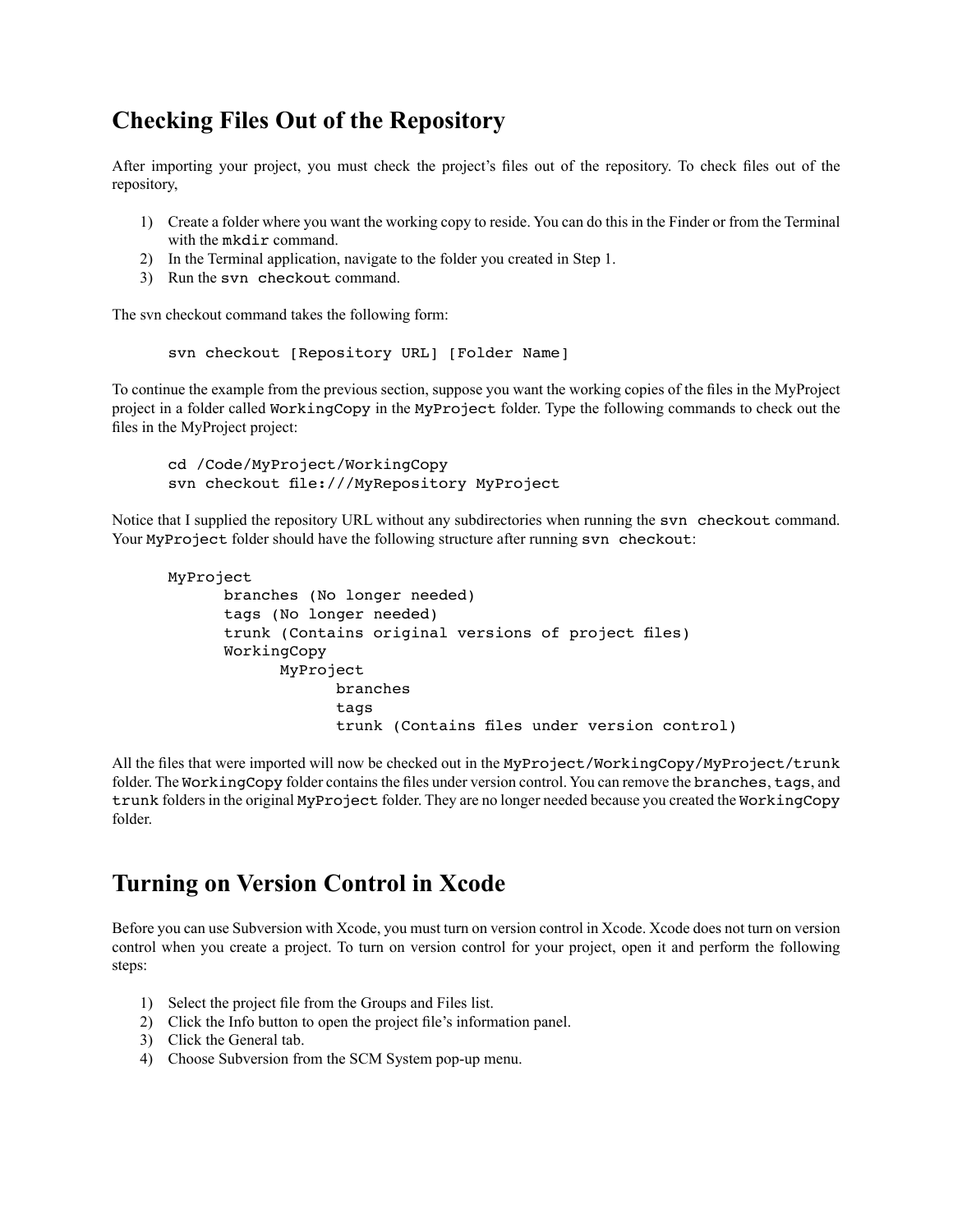## Checking Files Out of the Repository

After importing your project, you must check the project's files out of the repository. To check files out of the repository,

1) Create a folder where you want the working copy to reside. You can do this in the Finder or from the Terminal with the `mkdir` command.
2) In the Terminal application, navigate to the folder you created in Step 1.
3) Run the `svn checkout` command.

The svn checkout command takes the following form:

```
svn checkout [Repository URL] [Folder Name]
```

To continue the example from the previous section, suppose you want the working copies of the files in the MyProject project in a folder called `WorkingCopy` in the `MyProject` folder. Type the following commands to check out the files in the MyProject project:

```
cd /Code/MyProject/WorkingCopy
svn checkout file:///MyRepository MyProject
```

Notice that I supplied the repository URL without any subdirectories when running the `svn checkout` command. Your `MyProject` folder should have the following structure after running `svn checkout`:

```
MyProject
      branches (No longer needed)
      tags (No longer needed)
      trunk (Contains original versions of project files)
      WorkingCopy
            MyProject
                  branches
                  tags
                  trunk (Contains files under version control)
```

All the files that were imported will now be checked out in the `MyProject/WorkingCopy/MyProject/trunk` folder. The `WorkingCopy` folder contains the files under version control. You can remove the `branches`, `tags`, and `trunk` folders in the original `MyProject` folder. They are no longer needed because you created the `WorkingCopy` folder.

## Turning on Version Control in Xcode

Before you can use Subversion with Xcode, you must turn on version control in Xcode. Xcode does not turn on version control when you create a project. To turn on version control for your project, open it and perform the following steps:

1) Select the project file from the Groups and Files list.
2) Click the Info button to open the project file's information panel.
3) Click the General tab.
4) Choose Subversion from the SCM System pop-up menu.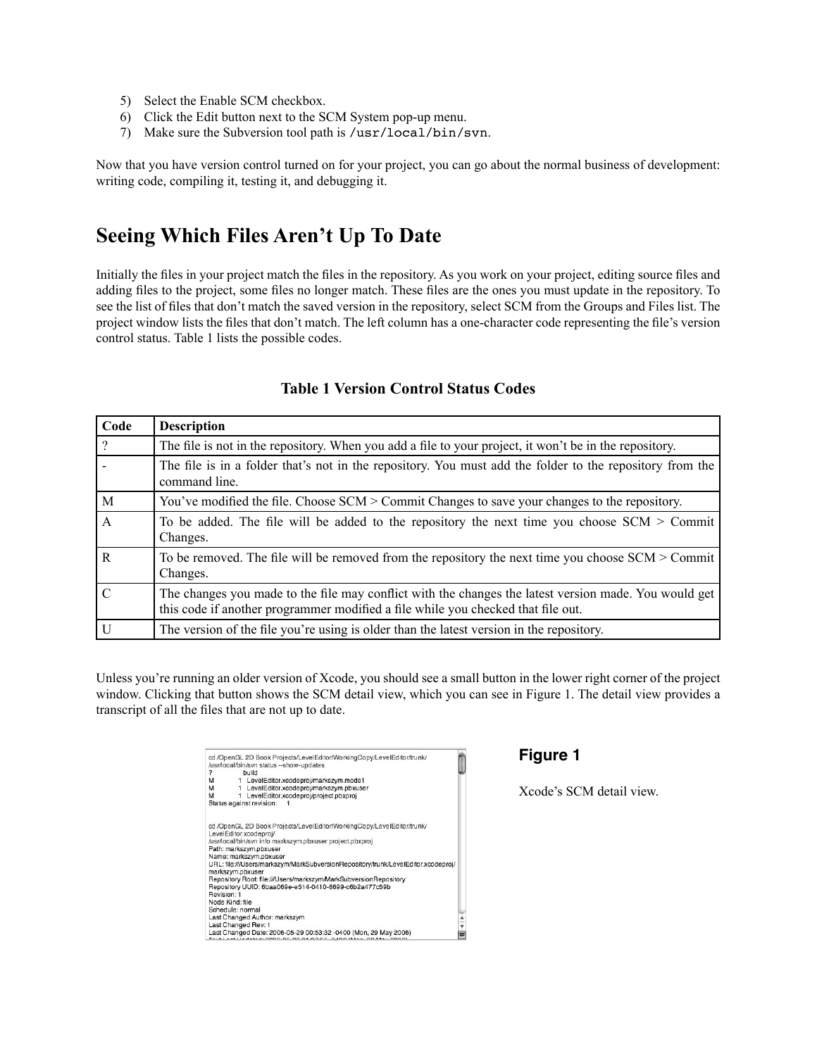5) Select the Enable SCM checkbox.
6) Click the Edit button next to the SCM System pop-up menu.
7) Make sure the Subversion tool path is `/usr/local/bin/svn`.

Now that you have version control turned on for your project, you can go about the normal business of development: writing code, compiling it, testing it, and debugging it.

# Seeing Which Files Aren't Up To Date

Initially the files in your project match the files in the repository. As you work on your project, editing source files and adding files to the project, some files no longer match. These files are the ones you must update in the repository. To see the list of files that don't match the saved version in the repository, select SCM from the Groups and Files list. The project window lists the files that don't match. The left column has a one-character code representing the file's version control status. Table 1 lists the possible codes.

**Table 1 Version Control Status Codes**

| Code | Description |
| --- | --- |
| ? | The file is not in the repository. When you add a file to your project, it won't be in the repository. |
| - | The file is in a folder that's not in the repository. You must add the folder to the repository from the command line. |
| M | You've modified the file. Choose SCM > Commit Changes to save your changes to the repository. |
| A | To be added. The file will be added to the repository the next time you choose SCM > Commit Changes. |
| R | To be removed. The file will be removed from the repository the next time you choose SCM > Commit Changes. |
| C | The changes you made to the file may conflict with the changes the latest version made. You would get this code if another programmer modified a file while you checked that file out. |
| U | The version of the file you're using is older than the latest version in the repository. |

Unless you're running an older version of Xcode, you should see a small button in the lower right corner of the project window. Clicking that button shows the SCM detail view, which you can see in Figure 1. The detail view provides a transcript of all the files that are not up to date.

**Figure 1**

Xcode's SCM detail view.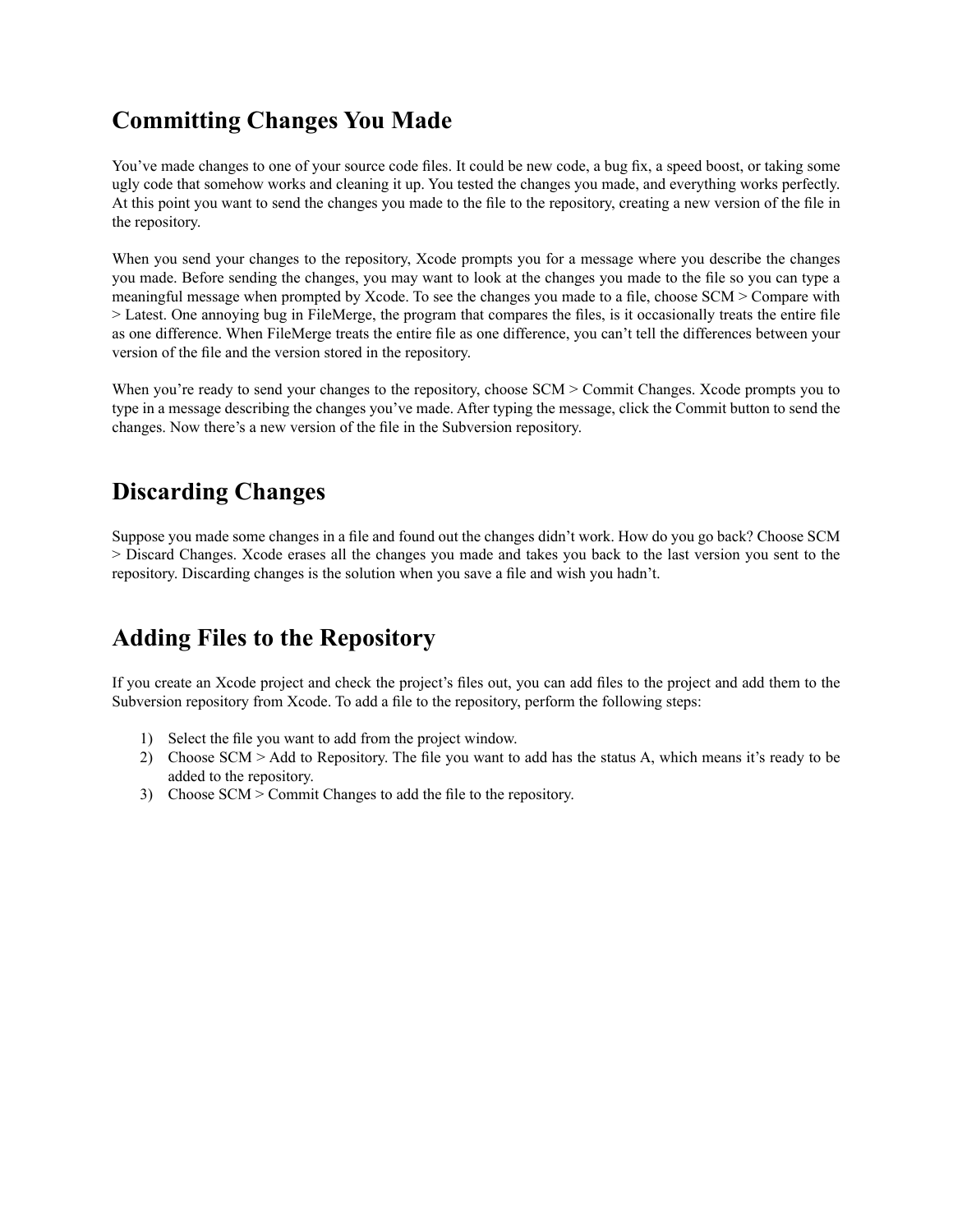## Committing Changes You Made

You've made changes to one of your source code files. It could be new code, a bug fix, a speed boost, or taking some ugly code that somehow works and cleaning it up. You tested the changes you made, and everything works perfectly. At this point you want to send the changes you made to the file to the repository, creating a new version of the file in the repository.

When you send your changes to the repository, Xcode prompts you for a message where you describe the changes you made. Before sending the changes, you may want to look at the changes you made to the file so you can type a meaningful message when prompted by Xcode. To see the changes you made to a file, choose SCM > Compare with > Latest. One annoying bug in FileMerge, the program that compares the files, is it occasionally treats the entire file as one difference. When FileMerge treats the entire file as one difference, you can't tell the differences between your version of the file and the version stored in the repository.

When you're ready to send your changes to the repository, choose SCM > Commit Changes. Xcode prompts you to type in a message describing the changes you've made. After typing the message, click the Commit button to send the changes. Now there's a new version of the file in the Subversion repository.

## Discarding Changes

Suppose you made some changes in a file and found out the changes didn't work. How do you go back? Choose SCM > Discard Changes. Xcode erases all the changes you made and takes you back to the last version you sent to the repository. Discarding changes is the solution when you save a file and wish you hadn't.

## Adding Files to the Repository

If you create an Xcode project and check the project's files out, you can add files to the project and add them to the Subversion repository from Xcode. To add a file to the repository, perform the following steps:

1) Select the file you want to add from the project window.
2) Choose SCM > Add to Repository. The file you want to add has the status A, which means it's ready to be added to the repository.
3) Choose SCM > Commit Changes to add the file to the repository.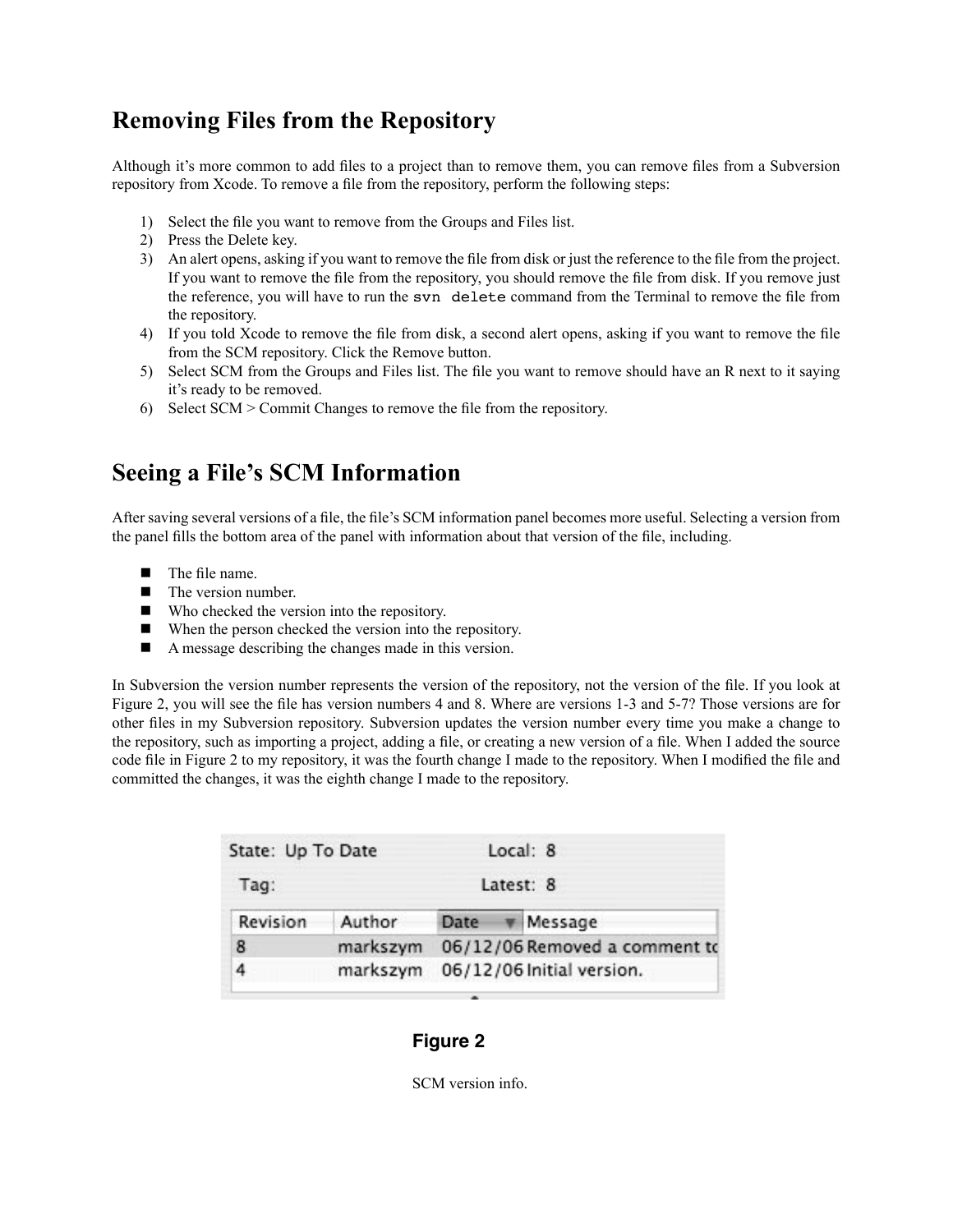## Removing Files from the Repository

Although it's more common to add files to a project than to remove them, you can remove files from a Subversion repository from Xcode. To remove a file from the repository, perform the following steps:

1) Select the file you want to remove from the Groups and Files list.
2) Press the Delete key.
3) An alert opens, asking if you want to remove the file from disk or just the reference to the file from the project. If you want to remove the file from the repository, you should remove the file from disk. If you remove just the reference, you will have to run the `svn delete` command from the Terminal to remove the file from the repository.
4) If you told Xcode to remove the file from disk, a second alert opens, asking if you want to remove the file from the SCM repository. Click the Remove button.
5) Select SCM from the Groups and Files list. The file you want to remove should have an R next to it saying it's ready to be removed.
6) Select SCM > Commit Changes to remove the file from the repository.

## Seeing a File's SCM Information

After saving several versions of a file, the file's SCM information panel becomes more useful. Selecting a version from the panel fills the bottom area of the panel with information about that version of the file, including.

- The file name.
- The version number.
- Who checked the version into the repository.
- When the person checked the version into the repository.
- A message describing the changes made in this version.

In Subversion the version number represents the version of the repository, not the version of the file. If you look at Figure 2, you will see the file has version numbers 4 and 8. Where are versions 1-3 and 5-7? Those versions are for other files in my Subversion repository. Subversion updates the version number every time you make a change to the repository, such as importing a project, adding a file, or creating a new version of a file. When I added the source code file in Figure 2 to my repository, it was the fourth change I made to the repository. When I modified the file and committed the changes, it was the eighth change I made to the repository.

State: Up To Date    Local: 8

Tag:    Latest: 8

| Revision | Author | Date | Message |
|---|---|---|---|
| 8 | markszym | 06/12/06 | Removed a comment tc |
| 4 | markszym | 06/12/06 | Initial version. |

**Figure 2**

SCM version info.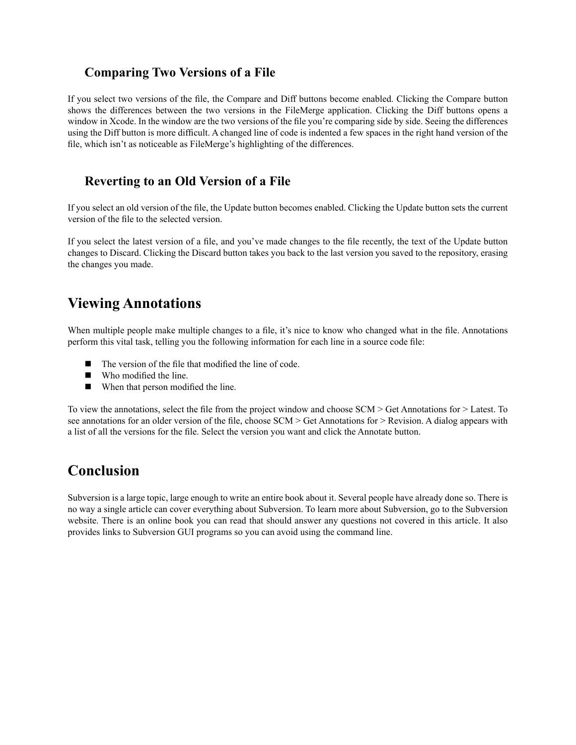### Comparing Two Versions of a File

If you select two versions of the file, the Compare and Diff buttons become enabled. Clicking the Compare button shows the differences between the two versions in the FileMerge application. Clicking the Diff buttons opens a window in Xcode. In the window are the two versions of the file you're comparing side by side. Seeing the differences using the Diff button is more difficult. A changed line of code is indented a few spaces in the right hand version of the file, which isn't as noticeable as FileMerge's highlighting of the differences.

### Reverting to an Old Version of a File

If you select an old version of the file, the Update button becomes enabled. Clicking the Update button sets the current version of the file to the selected version.

If you select the latest version of a file, and you've made changes to the file recently, the text of the Update button changes to Discard. Clicking the Discard button takes you back to the last version you saved to the repository, erasing the changes you made.

## Viewing Annotations

When multiple people make multiple changes to a file, it's nice to know who changed what in the file. Annotations perform this vital task, telling you the following information for each line in a source code file:

- The version of the file that modified the line of code.
- Who modified the line.
- When that person modified the line.

To view the annotations, select the file from the project window and choose SCM > Get Annotations for > Latest. To see annotations for an older version of the file, choose SCM > Get Annotations for > Revision. A dialog appears with a list of all the versions for the file. Select the version you want and click the Annotate button.

## Conclusion

Subversion is a large topic, large enough to write an entire book about it. Several people have already done so. There is no way a single article can cover everything about Subversion. To learn more about Subversion, go to the Subversion website. There is an online book you can read that should answer any questions not covered in this article. It also provides links to Subversion GUI programs so you can avoid using the command line.